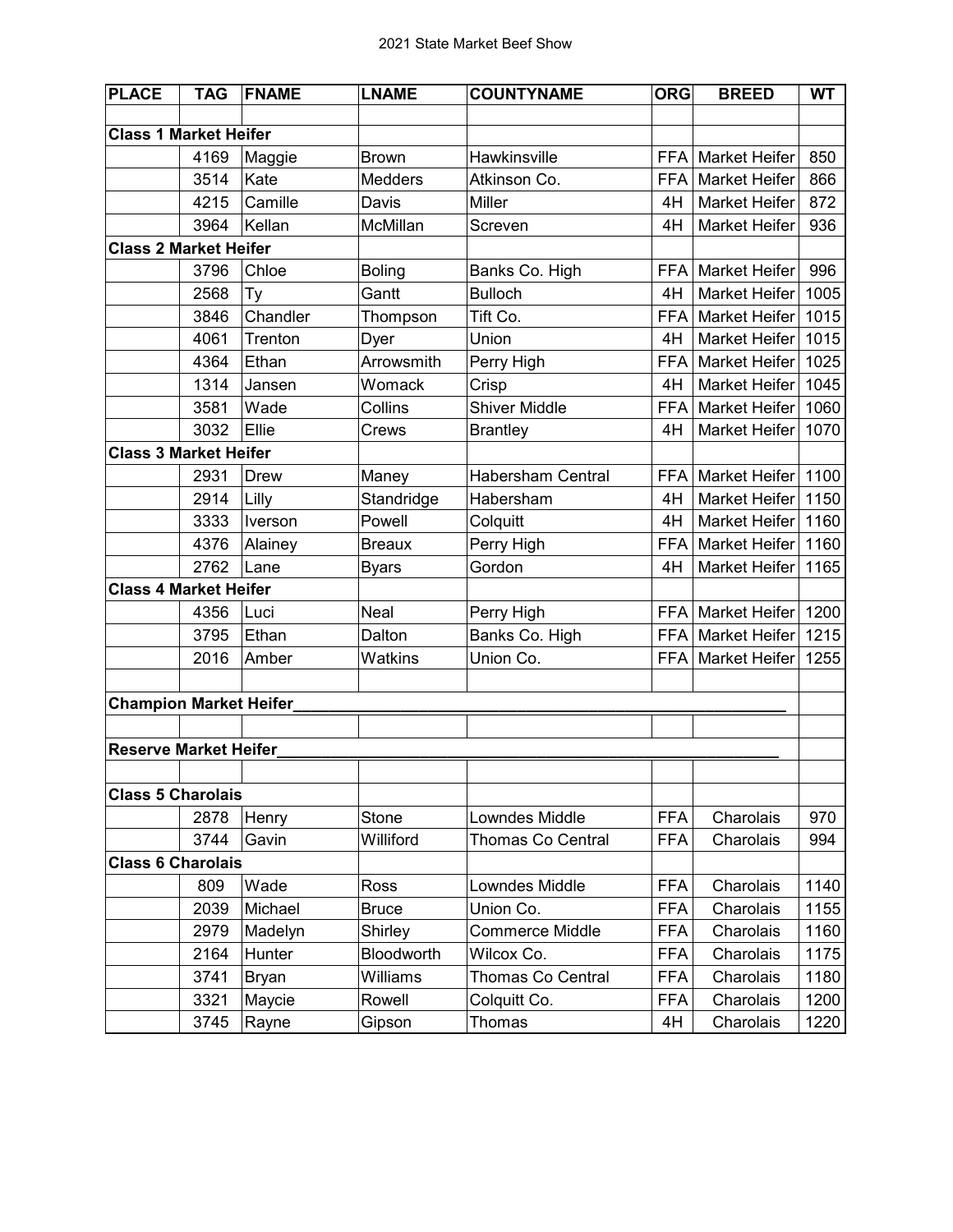# 2021 State Market Beef Show

| PLACE | TAG | FNAME | LNAME | COUNTYNAME | ORG | BREED | WT |
|---|---|---|---|---|---|---|---|
| | | | | | | | |
| **Class 1 Market Heifer** | | | | | | | |
| | 4169 | Maggie | Brown | Hawkinsville | FFA | Market Heifer | 850 |
| | 3514 | Kate | Medders | Atkinson Co. | FFA | Market Heifer | 866 |
| | 4215 | Camille | Davis | Miller | 4H | Market Heifer | 872 |
| | 3964 | Kellan | McMillan | Screven | 4H | Market Heifer | 936 |
| **Class 2 Market Heifer** | | | | | | | |
| | 3796 | Chloe | Boling | Banks Co. High | FFA | Market Heifer | 996 |
| | 2568 | Ty | Gantt | Bulloch | 4H | Market Heifer | 1005 |
| | 3846 | Chandler | Thompson | Tift Co. | FFA | Market Heifer | 1015 |
| | 4061 | Trenton | Dyer | Union | 4H | Market Heifer | 1015 |
| | 4364 | Ethan | Arrowsmith | Perry High | FFA | Market Heifer | 1025 |
| | 1314 | Jansen | Womack | Crisp | 4H | Market Heifer | 1045 |
| | 3581 | Wade | Collins | Shiver Middle | FFA | Market Heifer | 1060 |
| | 3032 | Ellie | Crews | Brantley | 4H | Market Heifer | 1070 |
| **Class 3 Market Heifer** | | | | | | | |
| | 2931 | Drew | Maney | Habersham Central | FFA | Market Heifer | 1100 |
| | 2914 | Lilly | Standridge | Habersham | 4H | Market Heifer | 1150 |
| | 3333 | Iverson | Powell | Colquitt | 4H | Market Heifer | 1160 |
| | 4376 | Alainey | Breaux | Perry High | FFA | Market Heifer | 1160 |
| | 2762 | Lane | Byars | Gordon | 4H | Market Heifer | 1165 |
| **Class 4 Market Heifer** | | | | | | | |
| | 4356 | Luci | Neal | Perry High | FFA | Market Heifer | 1200 |
| | 3795 | Ethan | Dalton | Banks Co. High | FFA | Market Heifer | 1215 |
| | 2016 | Amber | Watkins | Union Co. | FFA | Market Heifer | 1255 |
| | | | | | | | |
| **Champion Market Heifer**________________________________________________________ | | | | | | | |
| | | | | | | | |
| **Reserve Market Heifer**________________________________________________________ | | | | | | | |
| | | | | | | | |
| **Class 5 Charolais** | | | | | | | |
| | 2878 | Henry | Stone | Lowndes Middle | FFA | Charolais | 970 |
| | 3744 | Gavin | Williford | Thomas Co Central | FFA | Charolais | 994 |
| **Class 6 Charolais** | | | | | | | |
| | 809 | Wade | Ross | Lowndes Middle | FFA | Charolais | 1140 |
| | 2039 | Michael | Bruce | Union Co. | FFA | Charolais | 1155 |
| | 2979 | Madelyn | Shirley | Commerce Middle | FFA | Charolais | 1160 |
| | 2164 | Hunter | Bloodworth | Wilcox Co. | FFA | Charolais | 1175 |
| | 3741 | Bryan | Williams | Thomas Co Central | FFA | Charolais | 1180 |
| | 3321 | Maycie | Rowell | Colquitt Co. | FFA | Charolais | 1200 |
| | 3745 | Rayne | Gipson | Thomas | 4H | Charolais | 1220 |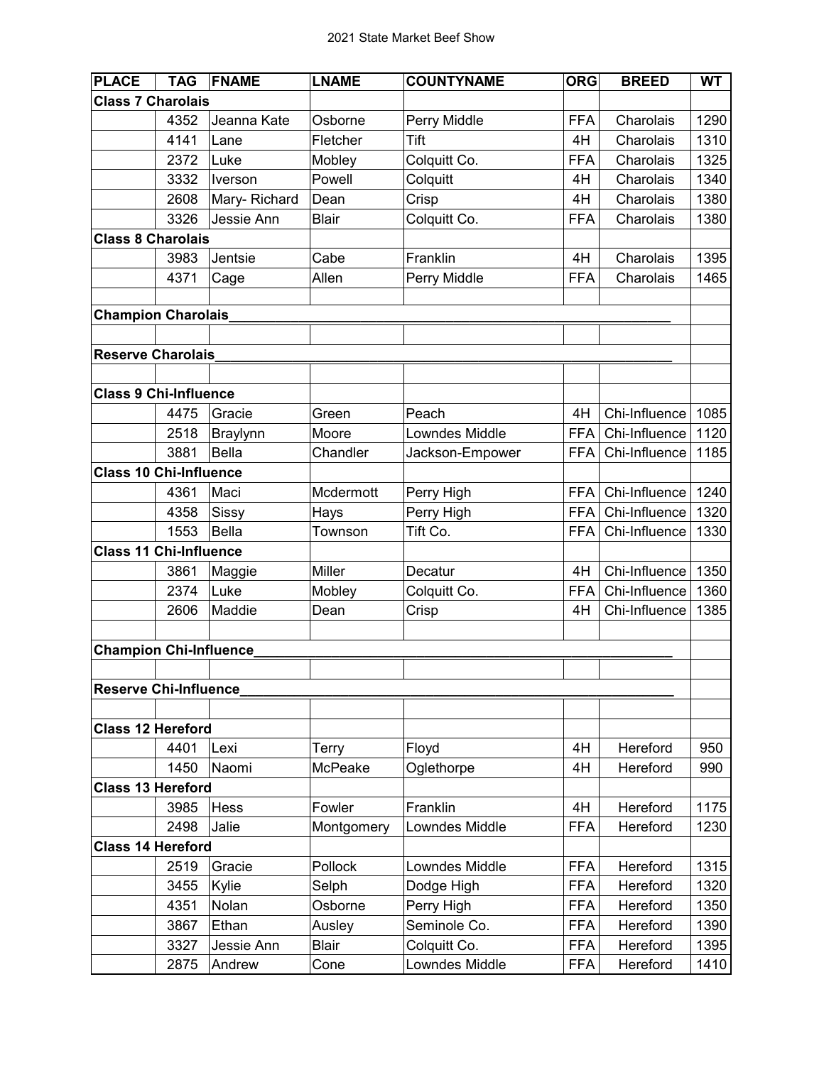2021 State Market Beef Show

| PLACE | TAG | FNAME | LNAME | COUNTYNAME | ORG | BREED | WT |
| --- | --- | --- | --- | --- | --- | --- | --- |
| **Class 7 Charolais** | | | | | | | |
| | 4352 | Jeanna Kate | Osborne | Perry Middle | FFA | Charolais | 1290 |
| | 4141 | Lane | Fletcher | Tift | 4H | Charolais | 1310 |
| | 2372 | Luke | Mobley | Colquitt Co. | FFA | Charolais | 1325 |
| | 3332 | Iverson | Powell | Colquitt | 4H | Charolais | 1340 |
| | 2608 | Mary- Richard | Dean | Crisp | 4H | Charolais | 1380 |
| | 3326 | Jessie Ann | Blair | Colquitt Co. | FFA | Charolais | 1380 |
| **Class 8 Charolais** | | | | | | | |
| | 3983 | Jentsie | Cabe | Franklin | 4H | Charolais | 1395 |
| | 4371 | Cage | Allen | Perry Middle | FFA | Charolais | 1465 |
| | | | | | | | |
| **Champion Charolais**___________________ | | | | | | | |
| | | | | | | | |
| **Reserve Charolais**___________________ | | | | | | | |
| | | | | | | | |
| **Class 9 Chi-Influence** | | | | | | | |
| | 4475 | Gracie | Green | Peach | 4H | Chi-Influence | 1085 |
| | 2518 | Braylynn | Moore | Lowndes Middle | FFA | Chi-Influence | 1120 |
| | 3881 | Bella | Chandler | Jackson-Empower | FFA | Chi-Influence | 1185 |
| **Class 10 Chi-Influence** | | | | | | | |
| | 4361 | Maci | Mcdermott | Perry High | FFA | Chi-Influence | 1240 |
| | 4358 | Sissy | Hays | Perry High | FFA | Chi-Influence | 1320 |
| | 1553 | Bella | Townson | Tift Co. | FFA | Chi-Influence | 1330 |
| **Class 11 Chi-Influence** | | | | | | | |
| | 3861 | Maggie | Miller | Decatur | 4H | Chi-Influence | 1350 |
| | 2374 | Luke | Mobley | Colquitt Co. | FFA | Chi-Influence | 1360 |
| | 2606 | Maddie | Dean | Crisp | 4H | Chi-Influence | 1385 |
| | | | | | | | |
| **Champion Chi-Influence**___________________ | | | | | | | |
| | | | | | | | |
| **Reserve Chi-Influence**___________________ | | | | | | | |
| | | | | | | | |
| **Class 12 Hereford** | | | | | | | |
| | 4401 | Lexi | Terry | Floyd | 4H | Hereford | 950 |
| | 1450 | Naomi | McPeake | Oglethorpe | 4H | Hereford | 990 |
| **Class 13 Hereford** | | | | | | | |
| | 3985 | Hess | Fowler | Franklin | 4H | Hereford | 1175 |
| | 2498 | Jalie | Montgomery | Lowndes Middle | FFA | Hereford | 1230 |
| **Class 14 Hereford** | | | | | | | |
| | 2519 | Gracie | Pollock | Lowndes Middle | FFA | Hereford | 1315 |
| | 3455 | Kylie | Selph | Dodge High | FFA | Hereford | 1320 |
| | 4351 | Nolan | Osborne | Perry High | FFA | Hereford | 1350 |
| | 3867 | Ethan | Ausley | Seminole Co. | FFA | Hereford | 1390 |
| | 3327 | Jessie Ann | Blair | Colquitt Co. | FFA | Hereford | 1395 |
| | 2875 | Andrew | Cone | Lowndes Middle | FFA | Hereford | 1410 |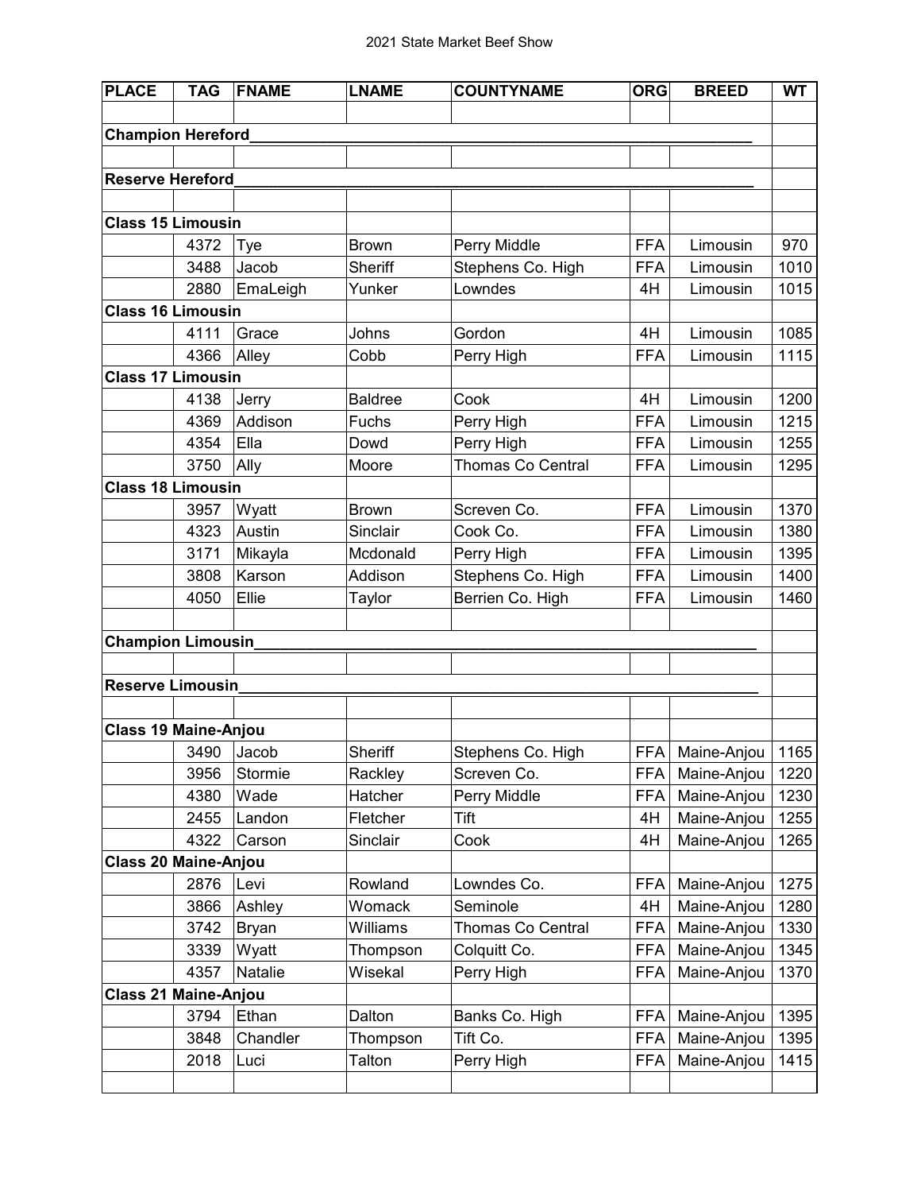2021 State Market Beef Show

| PLACE | TAG | FNAME | LNAME | COUNTYNAME | ORG | BREED | WT |
|---|---|---|---|---|---|---|---|
| | | | | | | | |
| **Champion Hereford**______________________________ | | | | | | | |
| | | | | | | | |
| **Reserve Hereford**______________________________ | | | | | | | |
| | | | | | | | |
| **Class 15 Limousin** | | | | | | | |
| | 4372 | Tye | Brown | Perry Middle | FFA | Limousin | 970 |
| | 3488 | Jacob | Sheriff | Stephens Co. High | FFA | Limousin | 1010 |
| | 2880 | EmaLeigh | Yunker | Lowndes | 4H | Limousin | 1015 |
| **Class 16 Limousin** | | | | | | | |
| | 4111 | Grace | Johns | Gordon | 4H | Limousin | 1085 |
| | 4366 | Alley | Cobb | Perry High | FFA | Limousin | 1115 |
| **Class 17 Limousin** | | | | | | | |
| | 4138 | Jerry | Baldree | Cook | 4H | Limousin | 1200 |
| | 4369 | Addison | Fuchs | Perry High | FFA | Limousin | 1215 |
| | 4354 | Ella | Dowd | Perry High | FFA | Limousin | 1255 |
| | 3750 | Ally | Moore | Thomas Co Central | FFA | Limousin | 1295 |
| **Class 18 Limousin** | | | | | | | |
| | 3957 | Wyatt | Brown | Screven Co. | FFA | Limousin | 1370 |
| | 4323 | Austin | Sinclair | Cook Co. | FFA | Limousin | 1380 |
| | 3171 | Mikayla | Mcdonald | Perry High | FFA | Limousin | 1395 |
| | 3808 | Karson | Addison | Stephens Co. High | FFA | Limousin | 1400 |
| | 4050 | Ellie | Taylor | Berrien Co. High | FFA | Limousin | 1460 |
| | | | | | | | |
| **Champion Limousin**______________________________ | | | | | | | |
| | | | | | | | |
| **Reserve Limousin**______________________________ | | | | | | | |
| | | | | | | | |
| **Class 19 Maine-Anjou** | | | | | | | |
| | 3490 | Jacob | Sheriff | Stephens Co. High | FFA | Maine-Anjou | 1165 |
| | 3956 | Stormie | Rackley | Screven Co. | FFA | Maine-Anjou | 1220 |
| | 4380 | Wade | Hatcher | Perry Middle | FFA | Maine-Anjou | 1230 |
| | 2455 | Landon | Fletcher | Tift | 4H | Maine-Anjou | 1255 |
| | 4322 | Carson | Sinclair | Cook | 4H | Maine-Anjou | 1265 |
| **Class 20 Maine-Anjou** | | | | | | | |
| | 2876 | Levi | Rowland | Lowndes Co. | FFA | Maine-Anjou | 1275 |
| | 3866 | Ashley | Womack | Seminole | 4H | Maine-Anjou | 1280 |
| | 3742 | Bryan | Williams | Thomas Co Central | FFA | Maine-Anjou | 1330 |
| | 3339 | Wyatt | Thompson | Colquitt Co. | FFA | Maine-Anjou | 1345 |
| | 4357 | Natalie | Wisekal | Perry High | FFA | Maine-Anjou | 1370 |
| **Class 21 Maine-Anjou** | | | | | | | |
| | 3794 | Ethan | Dalton | Banks Co. High | FFA | Maine-Anjou | 1395 |
| | 3848 | Chandler | Thompson | Tift Co. | FFA | Maine-Anjou | 1395 |
| | 2018 | Luci | Talton | Perry High | FFA | Maine-Anjou | 1415 |
| | | | | | | | |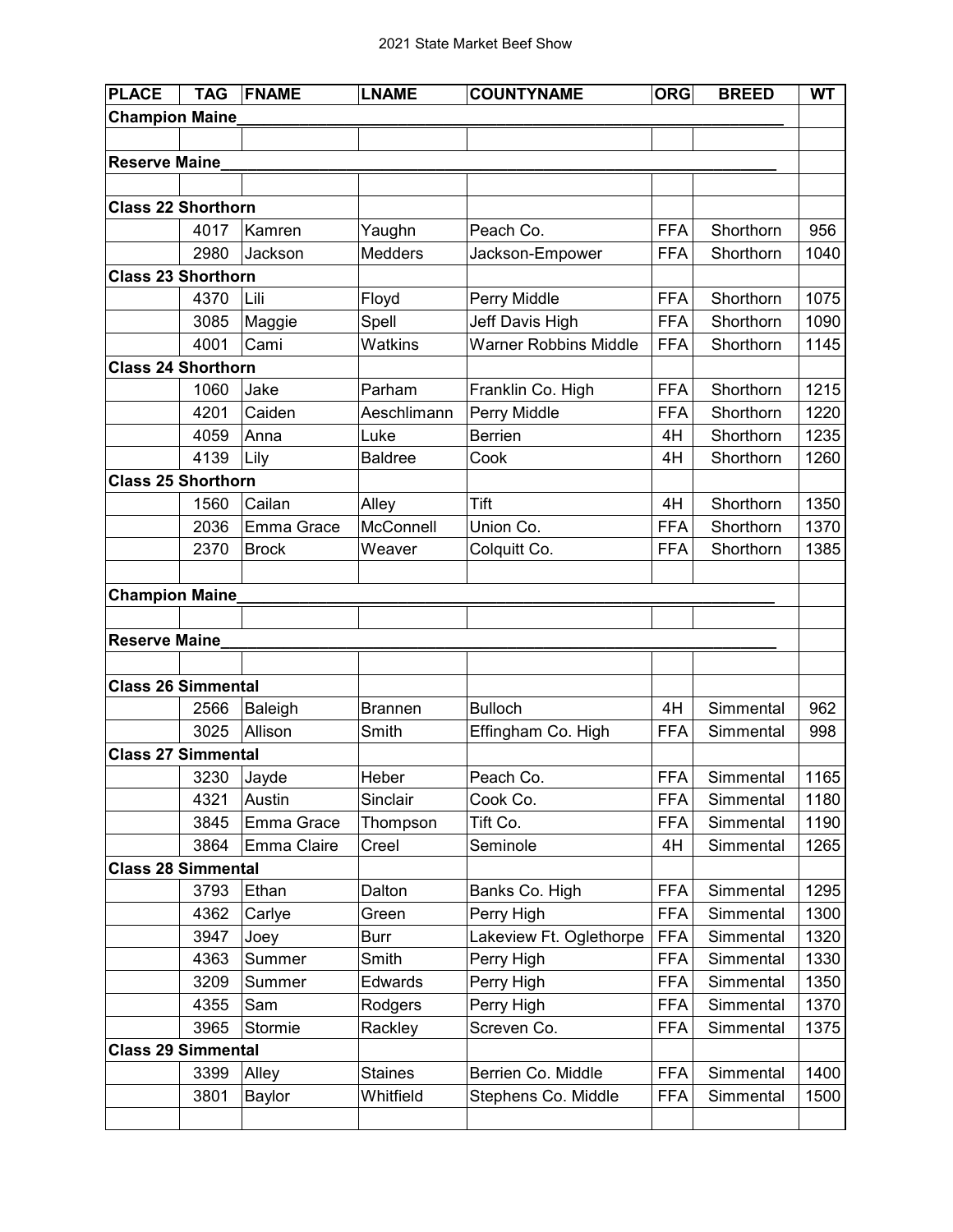2021 State Market Beef Show

| PLACE | TAG | FNAME | LNAME | COUNTYNAME | ORG | BREED | WT |
|---|---|---|---|---|---|---|---|
| **Champion Maine**\_\_\_\_\_\_\_\_\_\_\_\_\_\_\_\_\_\_\_\_\_\_\_\_\_\_\_\_\_\_\_\_\_\_\_\_\_\_\_\_\_\_\_\_\_\_\_\_\_\_\_\_\_\_\_ | | | | | | | |
| | | | | | | | |
| **Reserve Maine**\_\_\_\_\_\_\_\_\_\_\_\_\_\_\_\_\_\_\_\_\_\_\_\_\_\_\_\_\_\_\_\_\_\_\_\_\_\_\_\_\_\_\_\_\_\_\_\_\_\_\_\_\_\_\_\_ | | | | | | | |
| | | | | | | | |
| **Class 22 Shorthorn** | | | | | | | |
| | 4017 | Kamren | Yaughn | Peach Co. | FFA | Shorthorn | 956 |
| | 2980 | Jackson | Medders | Jackson-Empower | FFA | Shorthorn | 1040 |
| **Class 23 Shorthorn** | | | | | | | |
| | 4370 | Lili | Floyd | Perry Middle | FFA | Shorthorn | 1075 |
| | 3085 | Maggie | Spell | Jeff Davis High | FFA | Shorthorn | 1090 |
| | 4001 | Cami | Watkins | Warner Robbins Middle | FFA | Shorthorn | 1145 |
| **Class 24 Shorthorn** | | | | | | | |
| | 1060 | Jake | Parham | Franklin Co. High | FFA | Shorthorn | 1215 |
| | 4201 | Caiden | Aeschlimann | Perry Middle | FFA | Shorthorn | 1220 |
| | 4059 | Anna | Luke | Berrien | 4H | Shorthorn | 1235 |
| | 4139 | Lily | Baldree | Cook | 4H | Shorthorn | 1260 |
| **Class 25 Shorthorn** | | | | | | | |
| | 1560 | Cailan | Alley | Tift | 4H | Shorthorn | 1350 |
| | 2036 | Emma Grace | McConnell | Union Co. | FFA | Shorthorn | 1370 |
| | 2370 | Brock | Weaver | Colquitt Co. | FFA | Shorthorn | 1385 |
| | | | | | | | |
| **Champion Maine**\_\_\_\_\_\_\_\_\_\_\_\_\_\_\_\_\_\_\_\_\_\_\_\_\_\_\_\_\_\_\_\_\_\_\_\_\_\_\_\_\_\_\_\_\_\_\_\_\_\_\_\_\_\_\_ | | | | | | | |
| | | | | | | | |
| **Reserve Maine**\_\_\_\_\_\_\_\_\_\_\_\_\_\_\_\_\_\_\_\_\_\_\_\_\_\_\_\_\_\_\_\_\_\_\_\_\_\_\_\_\_\_\_\_\_\_\_\_\_\_\_\_\_\_\_\_ | | | | | | | |
| | | | | | | | |
| **Class 26 Simmental** | | | | | | | |
| | 2566 | Baleigh | Brannen | Bulloch | 4H | Simmental | 962 |
| | 3025 | Allison | Smith | Effingham Co. High | FFA | Simmental | 998 |
| **Class 27 Simmental** | | | | | | | |
| | 3230 | Jayde | Heber | Peach Co. | FFA | Simmental | 1165 |
| | 4321 | Austin | Sinclair | Cook Co. | FFA | Simmental | 1180 |
| | 3845 | Emma Grace | Thompson | Tift Co. | FFA | Simmental | 1190 |
| | 3864 | Emma Claire | Creel | Seminole | 4H | Simmental | 1265 |
| **Class 28 Simmental** | | | | | | | |
| | 3793 | Ethan | Dalton | Banks Co. High | FFA | Simmental | 1295 |
| | 4362 | Carlye | Green | Perry High | FFA | Simmental | 1300 |
| | 3947 | Joey | Burr | Lakeview Ft. Oglethorpe | FFA | Simmental | 1320 |
| | 4363 | Summer | Smith | Perry High | FFA | Simmental | 1330 |
| | 3209 | Summer | Edwards | Perry High | FFA | Simmental | 1350 |
| | 4355 | Sam | Rodgers | Perry High | FFA | Simmental | 1370 |
| | 3965 | Stormie | Rackley | Screven Co. | FFA | Simmental | 1375 |
| **Class 29 Simmental** | | | | | | | |
| | 3399 | Alley | Staines | Berrien Co. Middle | FFA | Simmental | 1400 |
| | 3801 | Baylor | Whitfield | Stephens Co. Middle | FFA | Simmental | 1500 |
| | | | | | | | |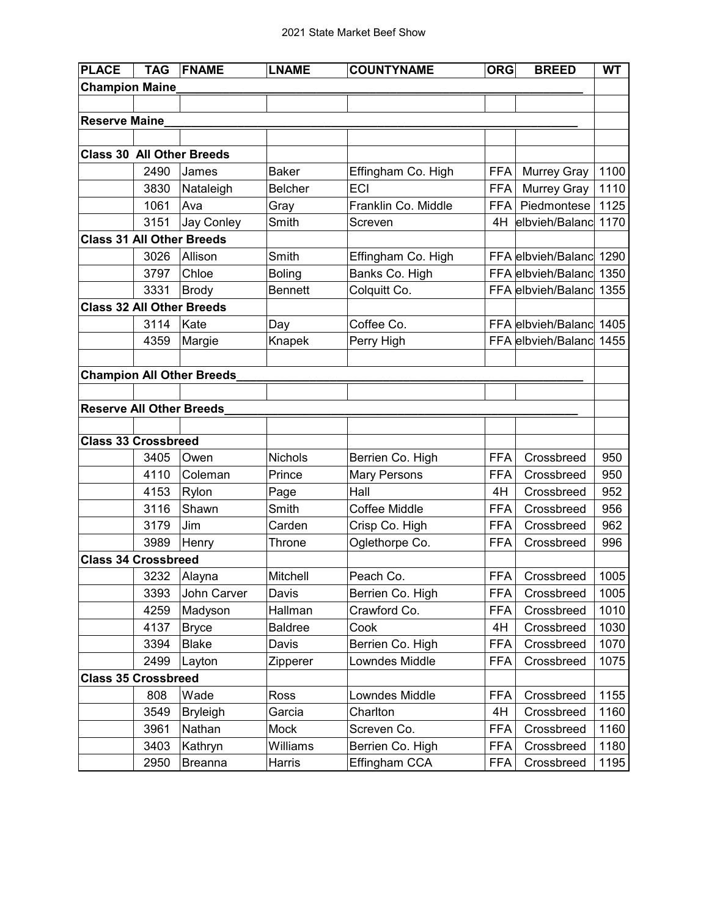## 2021 State Market Beef Show

| PLACE | TAG | FNAME | LNAME | COUNTYNAME | ORG | BREED | WT |
|---|---|---|---|---|---|---|---|
| **Champion Maine**_______________ | | | | | | | |
| | | | | | | | |
| **Reserve Maine**_______________ | | | | | | | |
| | | | | | | | |
| **Class 30 All Other Breeds** | | | | | | | |
| | 2490 | James | Baker | Effingham Co. High | FFA | Murrey Gray | 1100 |
| | 3830 | Nataleigh | Belcher | ECI | FFA | Murrey Gray | 1110 |
| | 1061 | Ava | Gray | Franklin Co. Middle | FFA | Piedmontese | 1125 |
| | 3151 | Jay Conley | Smith | Screven | 4H | elbvieh/Balanc | 1170 |
| **Class 31 All Other Breeds** | | | | | | | |
| | 3026 | Allison | Smith | Effingham Co. High | FFA | elbvieh/Balanc | 1290 |
| | 3797 | Chloe | Boling | Banks Co. High | FFA | elbvieh/Balanc | 1350 |
| | 3331 | Brody | Bennett | Colquitt Co. | FFA | elbvieh/Balanc | 1355 |
| **Class 32 All Other Breeds** | | | | | | | |
| | 3114 | Kate | Day | Coffee Co. | FFA | elbvieh/Balanc | 1405 |
| | 4359 | Margie | Knapek | Perry High | FFA | elbvieh/Balanc | 1455 |
| | | | | | | | |
| **Champion All Other Breeds**_______________ | | | | | | | |
| | | | | | | | |
| **Reserve All Other Breeds**_______________ | | | | | | | |
| | | | | | | | |
| **Class 33 Crossbreed** | | | | | | | |
| | 3405 | Owen | Nichols | Berrien Co. High | FFA | Crossbreed | 950 |
| | 4110 | Coleman | Prince | Mary Persons | FFA | Crossbreed | 950 |
| | 4153 | Rylon | Page | Hall | 4H | Crossbreed | 952 |
| | 3116 | Shawn | Smith | Coffee Middle | FFA | Crossbreed | 956 |
| | 3179 | Jim | Carden | Crisp Co. High | FFA | Crossbreed | 962 |
| | 3989 | Henry | Throne | Oglethorpe Co. | FFA | Crossbreed | 996 |
| **Class 34 Crossbreed** | | | | | | | |
| | 3232 | Alayna | Mitchell | Peach Co. | FFA | Crossbreed | 1005 |
| | 3393 | John Carver | Davis | Berrien Co. High | FFA | Crossbreed | 1005 |
| | 4259 | Madyson | Hallman | Crawford Co. | FFA | Crossbreed | 1010 |
| | 4137 | Bryce | Baldree | Cook | 4H | Crossbreed | 1030 |
| | 3394 | Blake | Davis | Berrien Co. High | FFA | Crossbreed | 1070 |
| | 2499 | Layton | Zipperer | Lowndes Middle | FFA | Crossbreed | 1075 |
| **Class 35 Crossbreed** | | | | | | | |
| | 808 | Wade | Ross | Lowndes Middle | FFA | Crossbreed | 1155 |
| | 3549 | Bryleigh | Garcia | Charlton | 4H | Crossbreed | 1160 |
| | 3961 | Nathan | Mock | Screven Co. | FFA | Crossbreed | 1160 |
| | 3403 | Kathryn | Williams | Berrien Co. High | FFA | Crossbreed | 1180 |
| | 2950 | Breanna | Harris | Effingham CCA | FFA | Crossbreed | 1195 |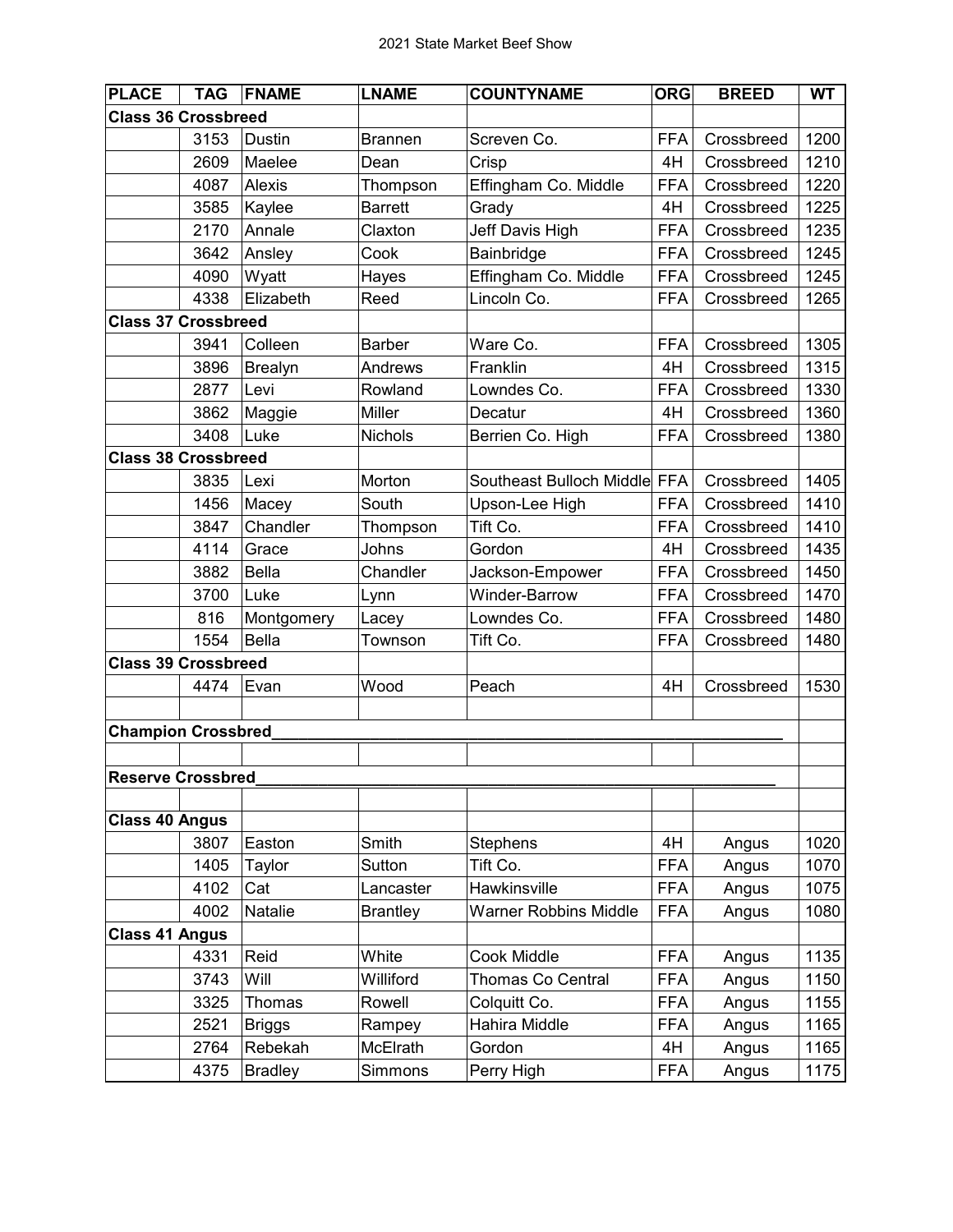2021 State Market Beef Show

| PLACE | TAG | FNAME | LNAME | COUNTYNAME | ORG | BREED | WT |
|---|---|---|---|---|---|---|---|
| **Class 36 Crossbreed** | | | | | | | |
| | 3153 | Dustin | Brannen | Screven Co. | FFA | Crossbreed | 1200 |
| | 2609 | Maelee | Dean | Crisp | 4H | Crossbreed | 1210 |
| | 4087 | Alexis | Thompson | Effingham Co. Middle | FFA | Crossbreed | 1220 |
| | 3585 | Kaylee | Barrett | Grady | 4H | Crossbreed | 1225 |
| | 2170 | Annale | Claxton | Jeff Davis High | FFA | Crossbreed | 1235 |
| | 3642 | Ansley | Cook | Bainbridge | FFA | Crossbreed | 1245 |
| | 4090 | Wyatt | Hayes | Effingham Co. Middle | FFA | Crossbreed | 1245 |
| | 4338 | Elizabeth | Reed | Lincoln Co. | FFA | Crossbreed | 1265 |
| **Class 37 Crossbreed** | | | | | | | |
| | 3941 | Colleen | Barber | Ware Co. | FFA | Crossbreed | 1305 |
| | 3896 | Brealyn | Andrews | Franklin | 4H | Crossbreed | 1315 |
| | 2877 | Levi | Rowland | Lowndes Co. | FFA | Crossbreed | 1330 |
| | 3862 | Maggie | Miller | Decatur | 4H | Crossbreed | 1360 |
| | 3408 | Luke | Nichols | Berrien Co. High | FFA | Crossbreed | 1380 |
| **Class 38 Crossbreed** | | | | | | | |
| | 3835 | Lexi | Morton | Southeast Bulloch Middle | FFA | Crossbreed | 1405 |
| | 1456 | Macey | South | Upson-Lee High | FFA | Crossbreed | 1410 |
| | 3847 | Chandler | Thompson | Tift Co. | FFA | Crossbreed | 1410 |
| | 4114 | Grace | Johns | Gordon | 4H | Crossbreed | 1435 |
| | 3882 | Bella | Chandler | Jackson-Empower | FFA | Crossbreed | 1450 |
| | 3700 | Luke | Lynn | Winder-Barrow | FFA | Crossbreed | 1470 |
| | 816 | Montgomery | Lacey | Lowndes Co. | FFA | Crossbreed | 1480 |
| | 1554 | Bella | Townson | Tift Co. | FFA | Crossbreed | 1480 |
| **Class 39 Crossbreed** | | | | | | | |
| | 4474 | Evan | Wood | Peach | 4H | Crossbreed | 1530 |
| | | | | | | | |
| **Champion Crossbred**\_\_\_\_\_\_\_\_\_\_\_\_\_\_\_\_\_\_\_\_ | | | | | | | |
| | | | | | | | |
| **Reserve Crossbred**\_\_\_\_\_\_\_\_\_\_\_\_\_\_\_\_\_\_\_\_ | | | | | | | |
| | | | | | | | |
| **Class 40 Angus** | | | | | | | |
| | 3807 | Easton | Smith | Stephens | 4H | Angus | 1020 |
| | 1405 | Taylor | Sutton | Tift Co. | FFA | Angus | 1070 |
| | 4102 | Cat | Lancaster | Hawkinsville | FFA | Angus | 1075 |
| | 4002 | Natalie | Brantley | Warner Robbins Middle | FFA | Angus | 1080 |
| **Class 41 Angus** | | | | | | | |
| | 4331 | Reid | White | Cook Middle | FFA | Angus | 1135 |
| | 3743 | Will | Williford | Thomas Co Central | FFA | Angus | 1150 |
| | 3325 | Thomas | Rowell | Colquitt Co. | FFA | Angus | 1155 |
| | 2521 | Briggs | Rampey | Hahira Middle | FFA | Angus | 1165 |
| | 2764 | Rebekah | McElrath | Gordon | 4H | Angus | 1165 |
| | 4375 | Bradley | Simmons | Perry High | FFA | Angus | 1175 |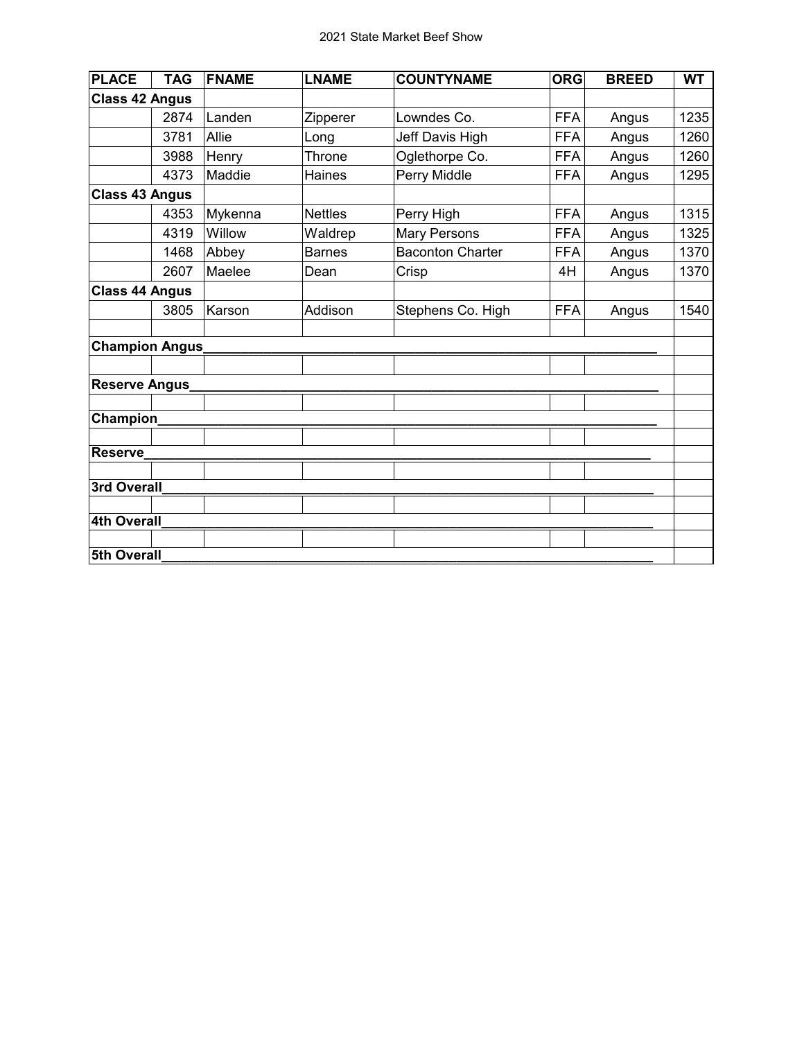2021 State Market Beef Show

| PLACE | TAG | FNAME | LNAME | COUNTYNAME | ORG | BREED | WT |
|---|---|---|---|---|---|---|---|
| **Class 42 Angus** | | | | | | | |
| | 2874 | Landen | Zipperer | Lowndes Co. | FFA | Angus | 1235 |
| | 3781 | Allie | Long | Jeff Davis High | FFA | Angus | 1260 |
| | 3988 | Henry | Throne | Oglethorpe Co. | FFA | Angus | 1260 |
| | 4373 | Maddie | Haines | Perry Middle | FFA | Angus | 1295 |
| **Class 43 Angus** | | | | | | | |
| | 4353 | Mykenna | Nettles | Perry High | FFA | Angus | 1315 |
| | 4319 | Willow | Waldrep | Mary Persons | FFA | Angus | 1325 |
| | 1468 | Abbey | Barnes | Baconton Charter | FFA | Angus | 1370 |
| | 2607 | Maelee | Dean | Crisp | 4H | Angus | 1370 |
| **Class 44 Angus** | | | | | | | |
| | 3805 | Karson | Addison | Stephens Co. High | FFA | Angus | 1540 |
| | | | | | | | |
| **Champion Angus**__________ | | | | | | | |
| | | | | | | | |
| **Reserve Angus**__________ | | | | | | | |
| | | | | | | | |
| **Champion**__________ | | | | | | | |
| | | | | | | | |
| **Reserve**__________ | | | | | | | |
| | | | | | | | |
| **3rd Overall**__________ | | | | | | | |
| | | | | | | | |
| **4th Overall**__________ | | | | | | | |
| | | | | | | | |
| **5th Overall**__________ | | | | | | | |